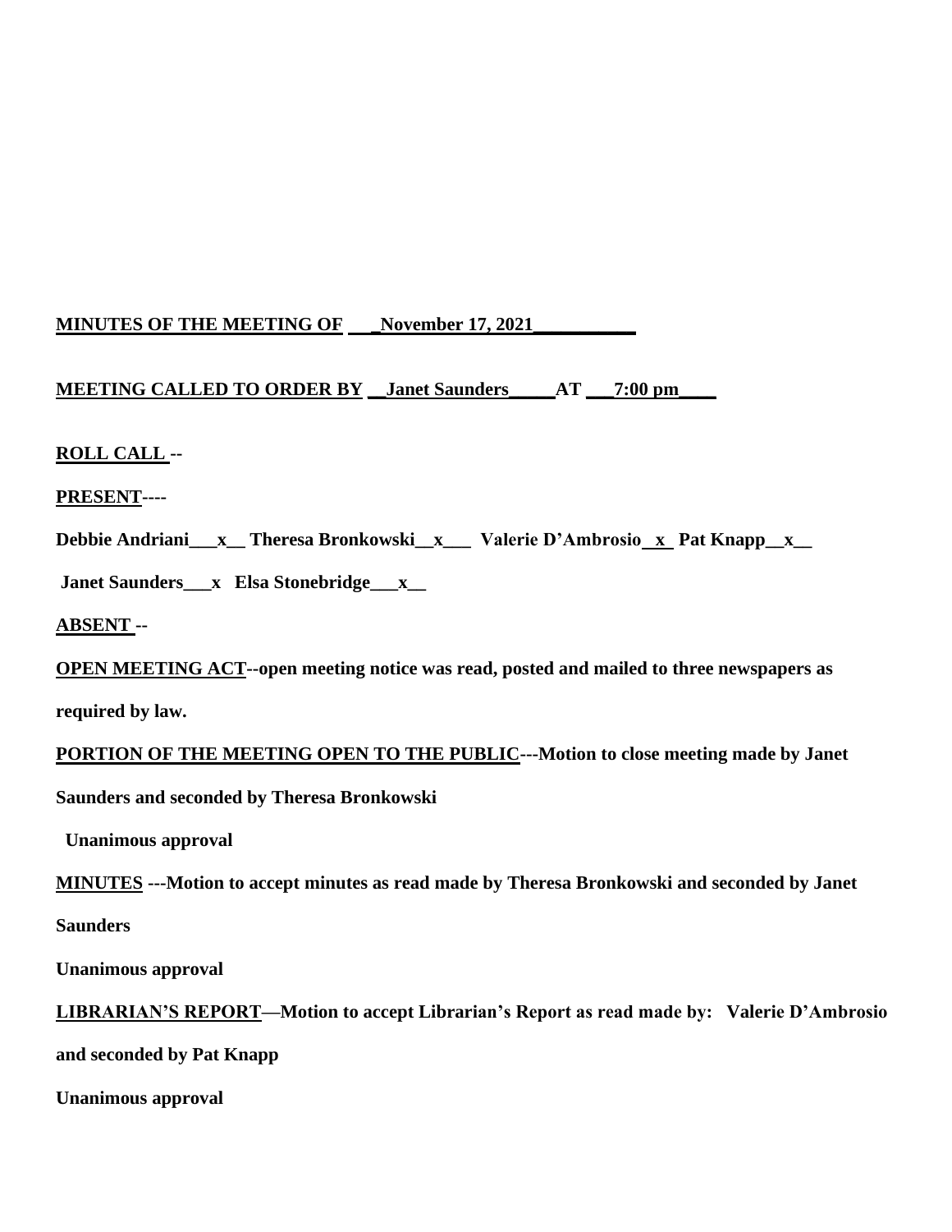**<u>MINUTES OF THE MEETING OF</u> \_\_\_November 17, 2021\_\_\_\_\_\_\_\_\_\_\_**

**<u>MEETING CALLED TO ORDER BY</u> \_\_Janet Saunders\_\_\_\_\_AT \_\_\_7:00 pm\_\_\_\_**

**<u>ROLL CALL</u> --**

**<u>PRESENT</u>----**

**Debbie Andriani\_\_\_x\_\_ Theresa Bronkowski\_\_x\_\_\_ Valerie D'Ambrosio\_x\_ Pat Knapp\_\_x\_\_**

**Janet Saunders\_\_\_x Elsa Stonebridge\_\_\_x\_\_**

**<u>ABSENT</u> --**

**<u>OPEN MEETING ACT</u>--open meeting notice was read, posted and mailed to three newspapers as required by law.**

**<u>PORTION OF THE MEETING OPEN TO THE PUBLIC</u>---Motion to close meeting made by Janet Saunders and seconded by Theresa Bronkowski**

**Unanimous approval**

**<u>MINUTES</u> ---Motion to accept minutes as read made by Theresa Bronkowski and seconded by Janet Saunders**

**Unanimous approval**

**<u>LIBRARIAN'S REPORT</u>—Motion to accept Librarian's Report as read made by: Valerie D'Ambrosio and seconded by Pat Knapp**

**Unanimous approval**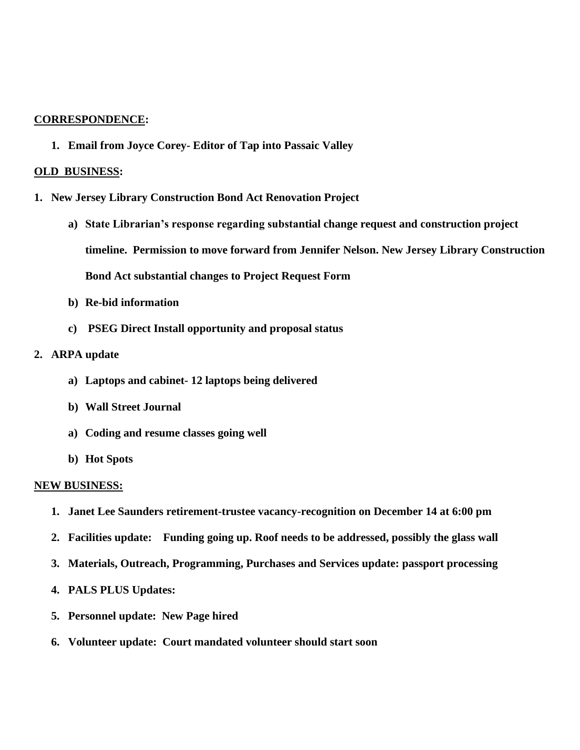**CORRESPONDENCE:**

1. **Email from Joyce Corey- Editor of Tap into Passaic Valley**

**OLD BUSINESS:**

1. **New Jersey Library Construction Bond Act Renovation Project**
    a) **State Librarian's response regarding substantial change request and construction project timeline. Permission to move forward from Jennifer Nelson. New Jersey Library Construction Bond Act substantial changes to Project Request Form**
    b) **Re-bid information**
    c) **PSEG Direct Install opportunity and proposal status**
2. **ARPA update**
    a) **Laptops and cabinet- 12 laptops being delivered**
    b) **Wall Street Journal**
    a) **Coding and resume classes going well**
    b) **Hot Spots**

**NEW BUSINESS:**

1. **Janet Lee Saunders retirement-trustee vacancy-recognition on December 14 at 6:00 pm**
2. **Facilities update: Funding going up. Roof needs to be addressed, possibly the glass wall**
3. **Materials, Outreach, Programming, Purchases and Services update: passport processing**
4. **PALS PLUS Updates:**
5. **Personnel update: New Page hired**
6. **Volunteer update: Court mandated volunteer should start soon**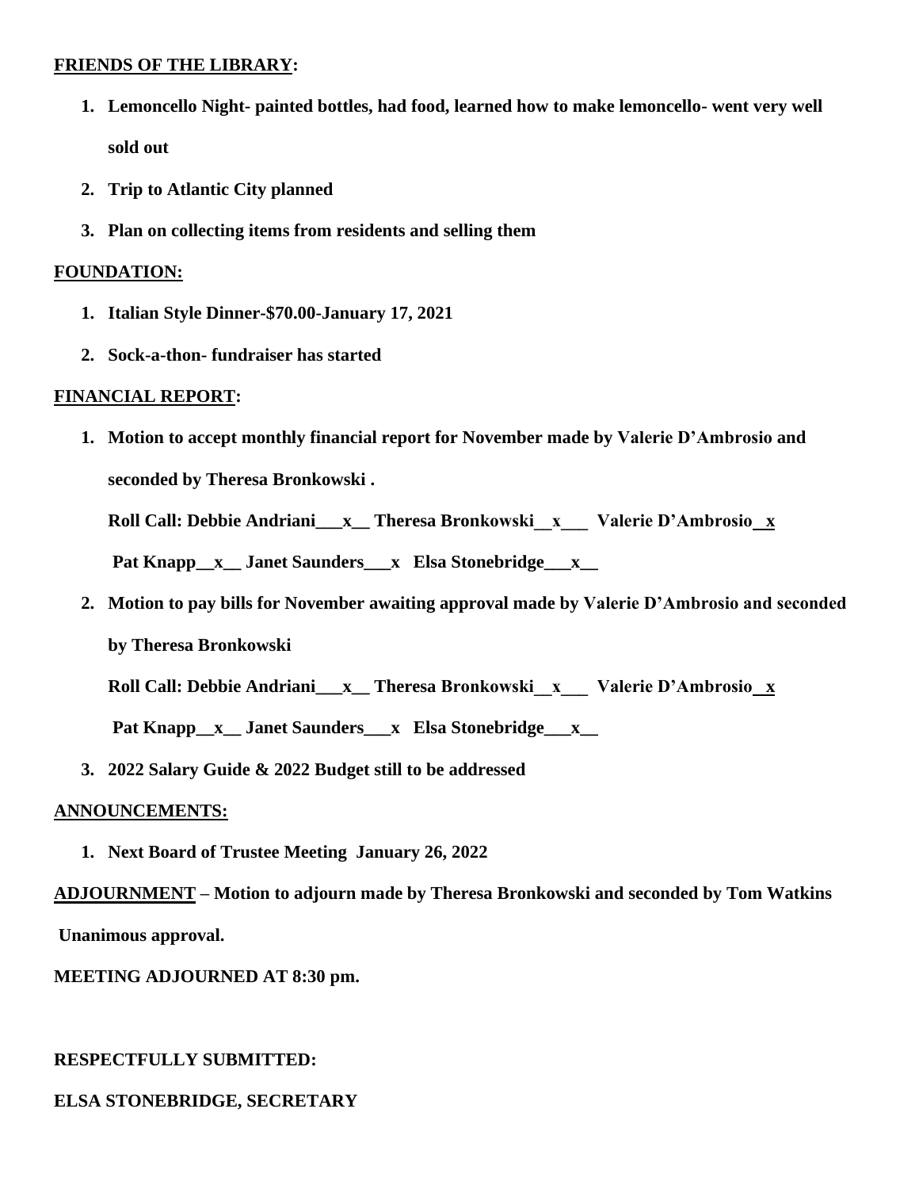**FRIENDS OF THE LIBRARY:**

1. **Lemoncello Night- painted bottles, had food, learned how to make lemoncello- went very well sold out**
2. **Trip to Atlantic City planned**
3. **Plan on collecting items from residents and selling them**

**FOUNDATION:**

1. **Italian Style Dinner-$70.00-January 17, 2021**
2. **Sock-a-thon- fundraiser has started**

**FINANCIAL REPORT:**

1. **Motion to accept monthly financial report for November made by Valerie D'Ambrosio and seconded by Theresa Bronkowski .**

   **Roll Call: Debbie Andriani___x__ Theresa Bronkowski__x___ Valerie D'Ambrosio__x**

   **Pat Knapp__x__ Janet Saunders___x Elsa Stonebridge___x__**

2. **Motion to pay bills for November awaiting approval made by Valerie D'Ambrosio and seconded by Theresa Bronkowski**

   **Roll Call: Debbie Andriani___x__ Theresa Bronkowski__x___ Valerie D'Ambrosio__x**

   **Pat Knapp__x__ Janet Saunders___x Elsa Stonebridge___x__**

3. **2022 Salary Guide & 2022 Budget still to be addressed**

**ANNOUNCEMENTS:**

1. **Next Board of Trustee Meeting January 26, 2022**

**ADJOURNMENT – Motion to adjourn made by Theresa Bronkowski and seconded by Tom Watkins Unanimous approval.**

**MEETING ADJOURNED AT 8:30 pm.**

**RESPECTFULLY SUBMITTED:**

**ELSA STONEBRIDGE, SECRETARY**